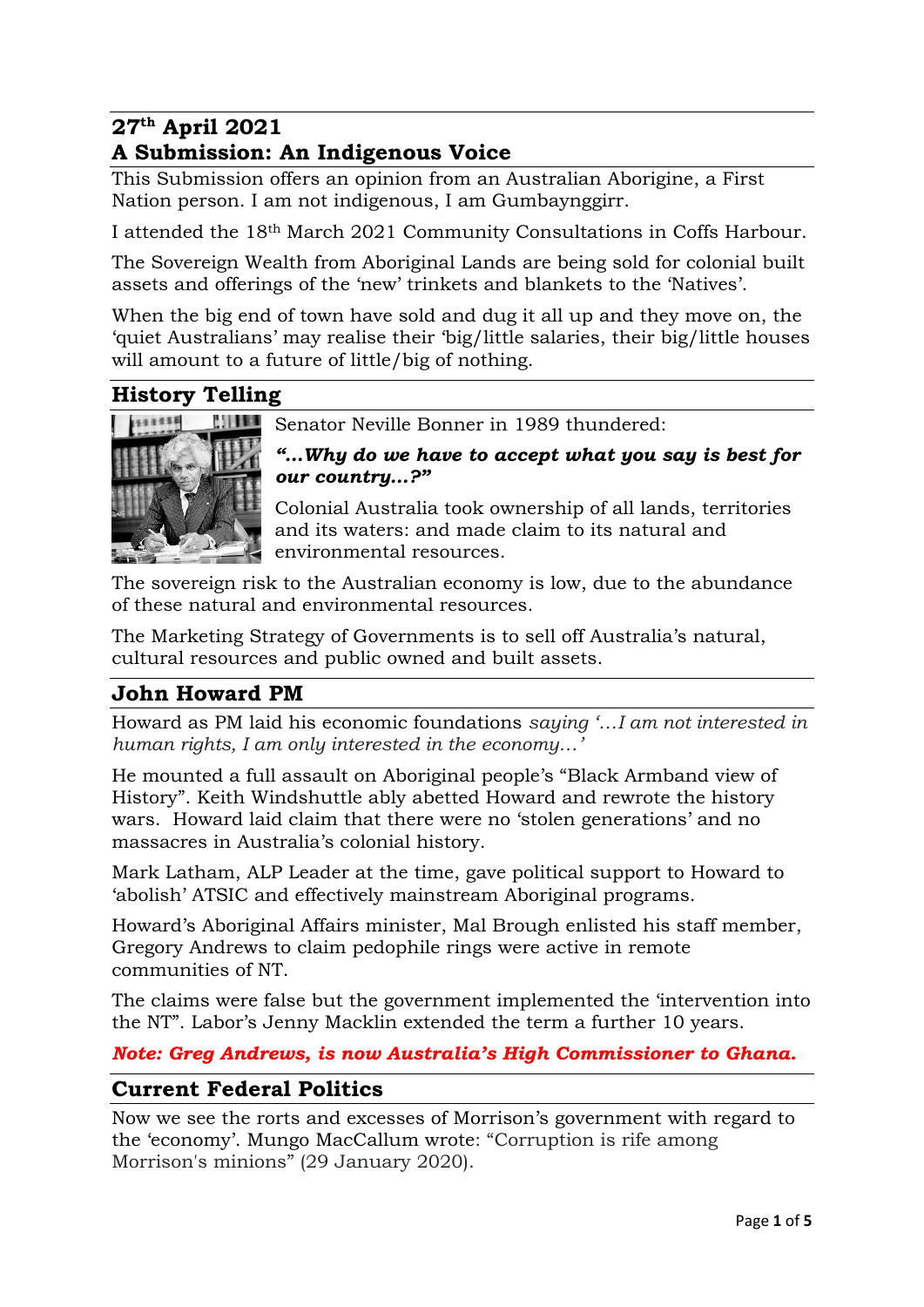# 27th April 2021
# A Submission: An Indigenous Voice

This Submission offers an opinion from an Australian Aborigine, a First Nation person. I am not indigenous, I am Gumbaynggirr.

I attended the 18th March 2021 Community Consultations in Coffs Harbour.

The Sovereign Wealth from Aboriginal Lands are being sold for colonial built assets and offerings of the 'new' trinkets and blankets to the 'Natives'.

When the big end of town have sold and dug it all up and they move on, the 'quiet Australians' may realise their 'big/little salaries, their big/little houses will amount to a future of little/big of nothing.

## History Telling

Senator Neville Bonner in 1989 thundered:

***"...Why do we have to accept what you say is best for our country...?"***

Colonial Australia took ownership of all lands, territories and its waters: and made claim to its natural and environmental resources.

The sovereign risk to the Australian economy is low, due to the abundance of these natural and environmental resources.

The Marketing Strategy of Governments is to sell off Australia's natural, cultural resources and public owned and built assets.

## John Howard PM

Howard as PM laid his economic foundations *saying '...I am not interested in human rights, I am only interested in the economy...'*

He mounted a full assault on Aboriginal people's "Black Armband view of History". Keith Windshuttle ably abetted Howard and rewrote the history wars. Howard laid claim that there were no 'stolen generations' and no massacres in Australia's colonial history.

Mark Latham, ALP Leader at the time, gave political support to Howard to 'abolish' ATSIC and effectively mainstream Aboriginal programs.

Howard's Aboriginal Affairs minister, Mal Brough enlisted his staff member, Gregory Andrews to claim pedophile rings were active in remote communities of NT.

The claims were false but the government implemented the 'intervention into the NT". Labor's Jenny Macklin extended the term a further 10 years.

***Note: Greg Andrews, is now Australia's High Commissioner to Ghana.***

## Current Federal Politics

Now we see the rorts and excesses of Morrison's government with regard to the 'economy'. Mungo MacCallum wrote: "Corruption is rife among Morrison's minions" (29 January 2020).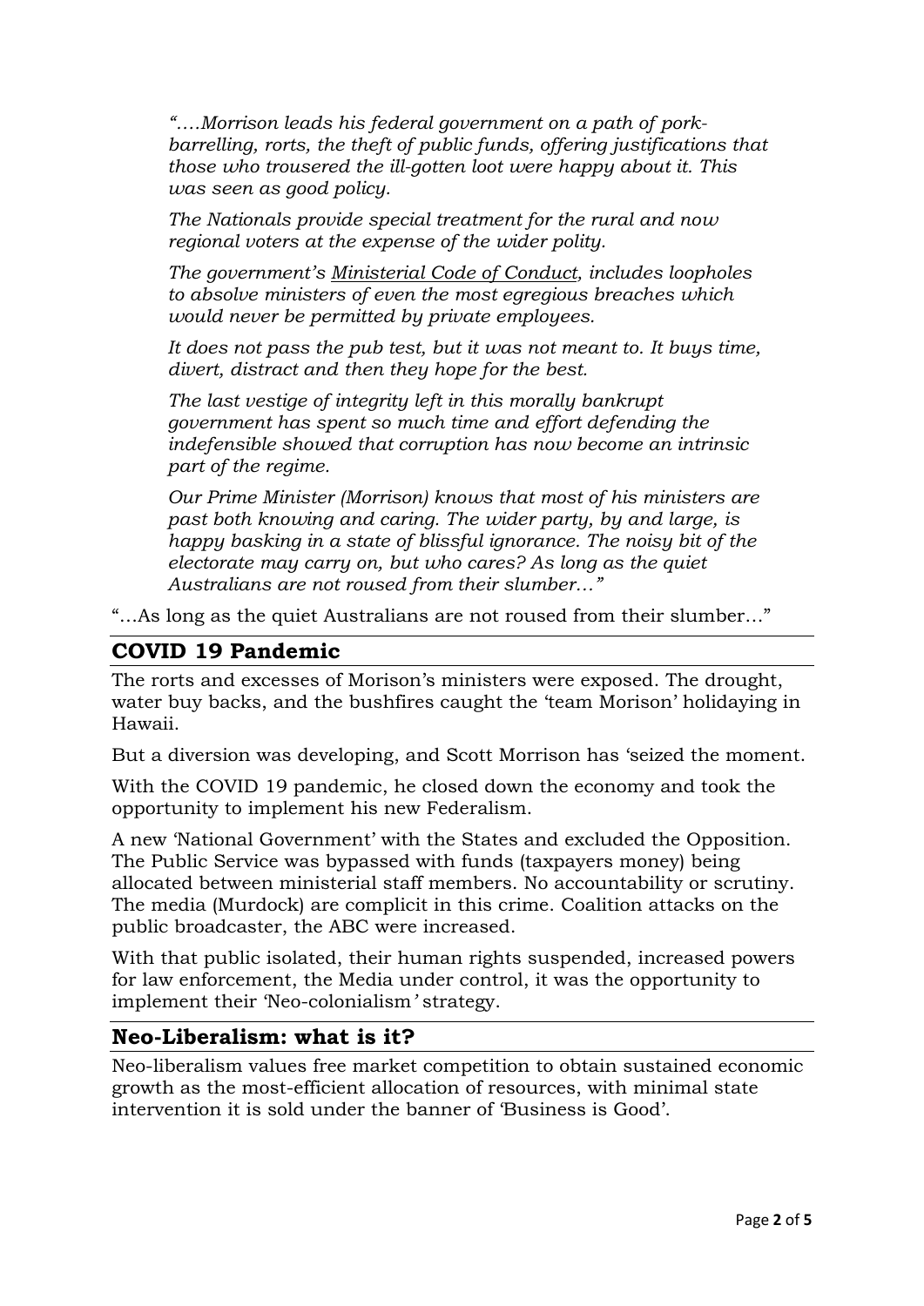*"….Morrison leads his federal government on a path of pork-barrelling, rorts, the theft of public funds, offering justifications that those who trousered the ill-gotten loot were happy about it. This was seen as good policy.*

*The Nationals provide special treatment for the rural and now regional voters at the expense of the wider polity.*

*The government's Ministerial Code of Conduct, includes loopholes to absolve ministers of even the most egregious breaches which would never be permitted by private employees.*

*It does not pass the pub test, but it was not meant to. It buys time, divert, distract and then they hope for the best.*

*The last vestige of integrity left in this morally bankrupt government has spent so much time and effort defending the indefensible showed that corruption has now become an intrinsic part of the regime.*

*Our Prime Minister (Morrison) knows that most of his ministers are past both knowing and caring. The wider party, by and large, is happy basking in a state of blissful ignorance. The noisy bit of the electorate may carry on, but who cares? As long as the quiet Australians are not roused from their slumber…"*

"…As long as the quiet Australians are not roused from their slumber…"

## COVID 19 Pandemic

The rorts and excesses of Morison's ministers were exposed. The drought, water buy backs, and the bushfires caught the 'team Morison' holidaying in Hawaii.

But a diversion was developing, and Scott Morrison has 'seized the moment.

With the COVID 19 pandemic, he closed down the economy and took the opportunity to implement his new Federalism.

A new 'National Government' with the States and excluded the Opposition. The Public Service was bypassed with funds (taxpayers money) being allocated between ministerial staff members. No accountability or scrutiny. The media (Murdock) are complicit in this crime. Coalition attacks on the public broadcaster, the ABC were increased.

With that public isolated, their human rights suspended, increased powers for law enforcement, the Media under control, it was the opportunity to implement their 'Neo-colonialism*'* strategy.

## Neo-Liberalism: what is it?

Neo-liberalism values free market competition to obtain sustained economic growth as the most-efficient allocation of resources, with minimal state intervention it is sold under the banner of 'Business is Good'.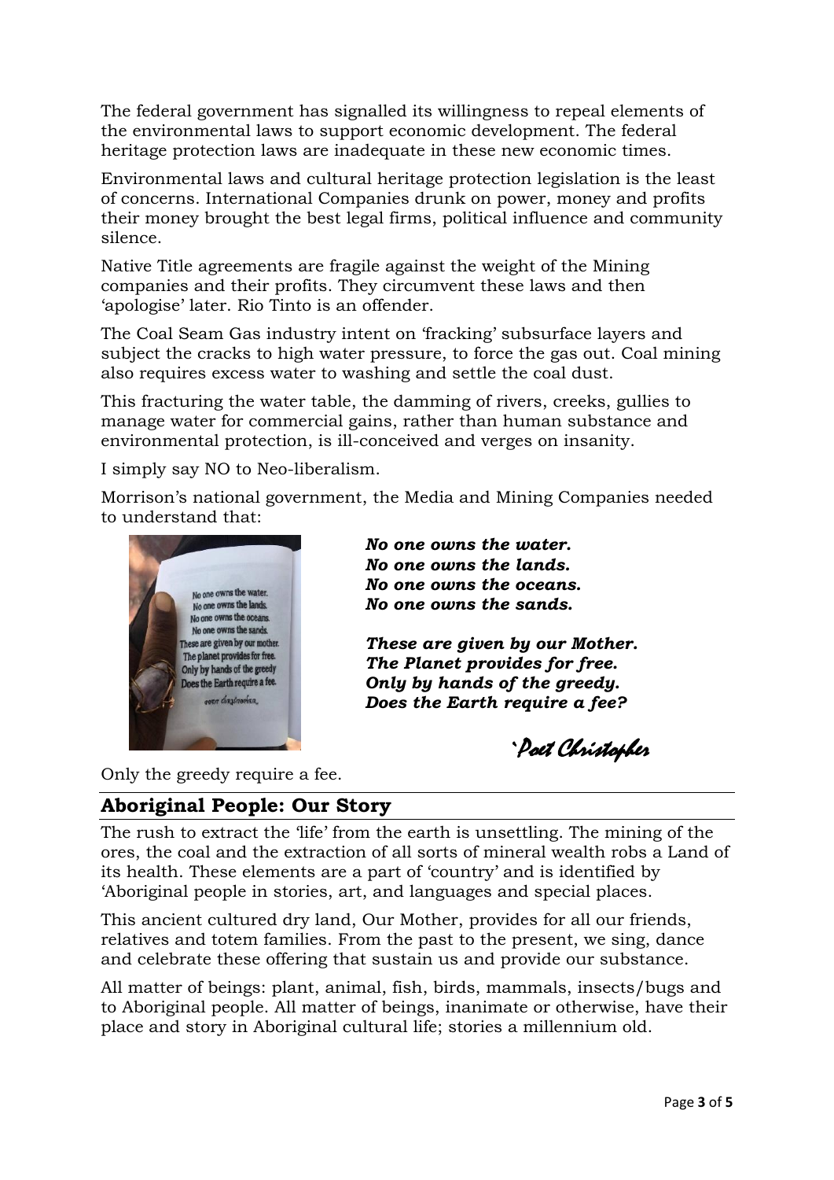The federal government has signalled its willingness to repeal elements of the environmental laws to support economic development. The federal heritage protection laws are inadequate in these new economic times.

Environmental laws and cultural heritage protection legislation is the least of concerns. International Companies drunk on power, money and profits their money brought the best legal firms, political influence and community silence.

Native Title agreements are fragile against the weight of the Mining companies and their profits. They circumvent these laws and then 'apologise' later. Rio Tinto is an offender.

The Coal Seam Gas industry intent on 'fracking' subsurface layers and subject the cracks to high water pressure, to force the gas out. Coal mining also requires excess water to washing and settle the coal dust.

This fracturing the water table, the damming of rivers, creeks, gullies to manage water for commercial gains, rather than human substance and environmental protection, is ill-conceived and verges on insanity.

I simply say NO to Neo-liberalism.

Morrison's national government, the Media and Mining Companies needed to understand that:

***No one owns the water.***
***No one owns the lands.***
***No one owns the oceans.***
***No one owns the sands.***

***These are given by our Mother.***
***The Planet provides for free.***
***Only by hands of the greedy.***
***Does the Earth require a fee?***

*`Poet Christopher*

Only the greedy require a fee.

## Aboriginal People: Our Story

The rush to extract the 'life' from the earth is unsettling. The mining of the ores, the coal and the extraction of all sorts of mineral wealth robs a Land of its health. These elements are a part of 'country' and is identified by 'Aboriginal people in stories, art, and languages and special places.

This ancient cultured dry land, Our Mother, provides for all our friends, relatives and totem families. From the past to the present, we sing, dance and celebrate these offering that sustain us and provide our substance.

All matter of beings: plant, animal, fish, birds, mammals, insects/bugs and to Aboriginal people. All matter of beings, inanimate or otherwise, have their place and story in Aboriginal cultural life; stories a millennium old.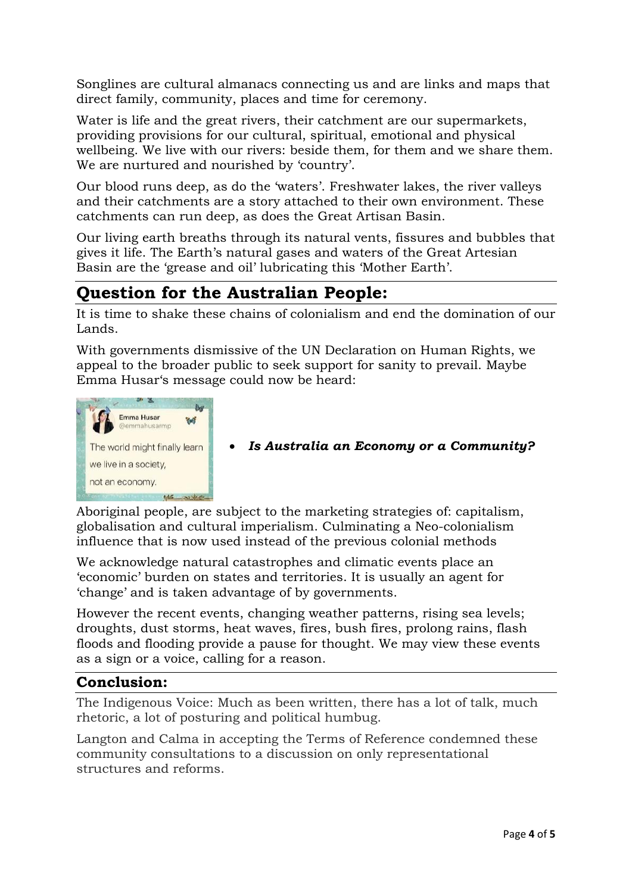Songlines are cultural almanacs connecting us and are links and maps that direct family, community, places and time for ceremony.

Water is life and the great rivers, their catchment are our supermarkets, providing provisions for our cultural, spiritual, emotional and physical wellbeing. We live with our rivers: beside them, for them and we share them. We are nurtured and nourished by 'country'.

Our blood runs deep, as do the 'waters'. Freshwater lakes, the river valleys and their catchments are a story attached to their own environment. These catchments can run deep, as does the Great Artisan Basin.

Our living earth breaths through its natural vents, fissures and bubbles that gives it life. The Earth's natural gases and waters of the Great Artesian Basin are the 'grease and oil' lubricating this 'Mother Earth'.

## Question for the Australian People:

It is time to shake these chains of colonialism and end the domination of our Lands.

With governments dismissive of the UN Declaration on Human Rights, we appeal to the broader public to seek support for sanity to prevail. Maybe Emma Husar's message could now be heard:

Emma Husar
@emmahusarmp

The world might finally learn we live in a society, not an economy.

- ***Is Australia an Economy or a Community?***

Aboriginal people, are subject to the marketing strategies of: capitalism, globalisation and cultural imperialism. Culminating a Neo-colonialism influence that is now used instead of the previous colonial methods

We acknowledge natural catastrophes and climatic events place an 'economic' burden on states and territories. It is usually an agent for 'change' and is taken advantage of by governments.

However the recent events, changing weather patterns, rising sea levels; droughts, dust storms, heat waves, fires, bush fires, prolong rains, flash floods and flooding provide a pause for thought. We may view these events as a sign or a voice, calling for a reason.

## Conclusion:

The Indigenous Voice: Much as been written, there has a lot of talk, much rhetoric, a lot of posturing and political humbug.

Langton and Calma in accepting the Terms of Reference condemned these community consultations to a discussion on only representational structures and reforms.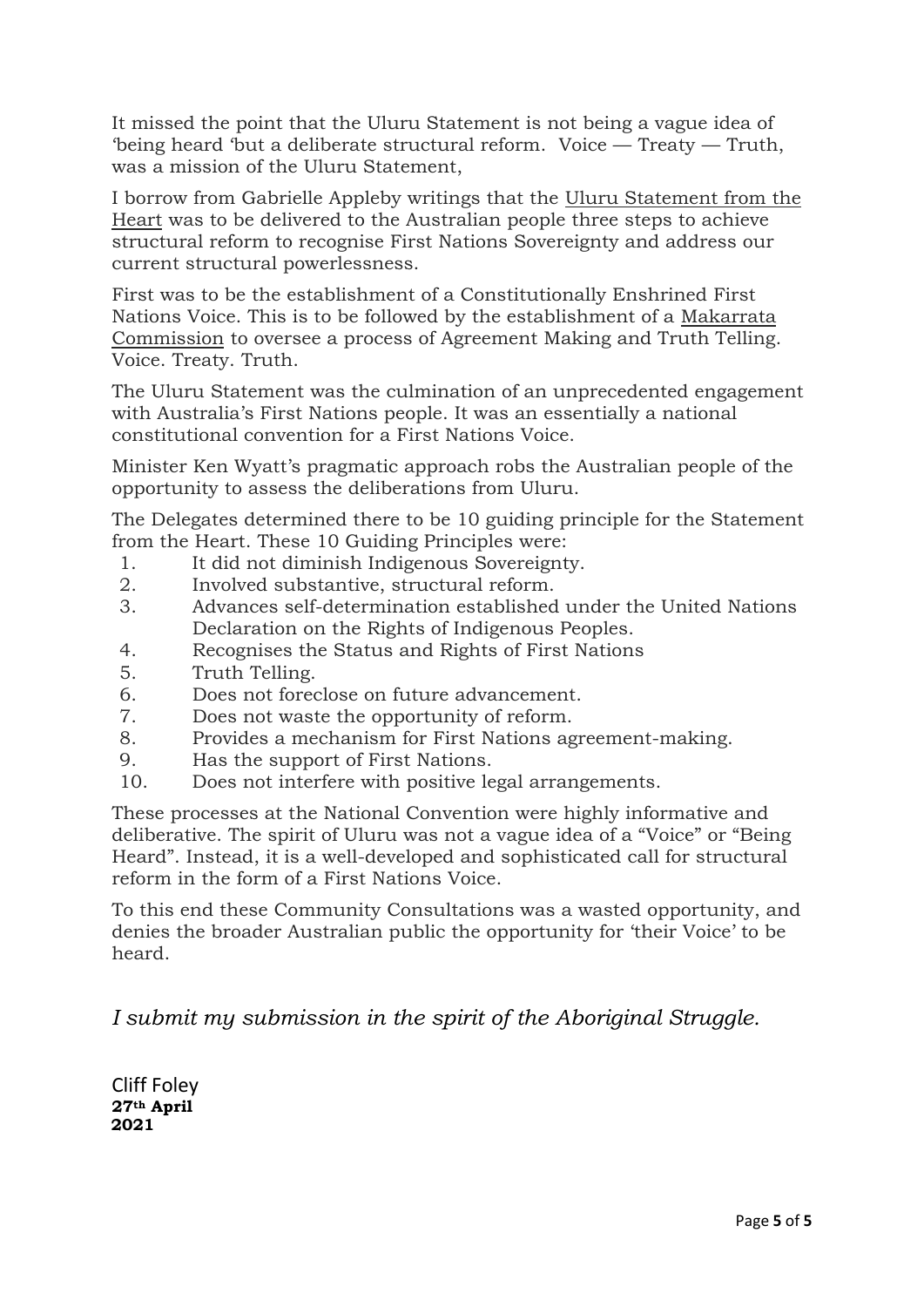It missed the point that the Uluru Statement is not being a vague idea of 'being heard 'but a deliberate structural reform. Voice — Treaty — Truth, was a mission of the Uluru Statement,

I borrow from Gabrielle Appleby writings that the Uluru Statement from the Heart was to be delivered to the Australian people three steps to achieve structural reform to recognise First Nations Sovereignty and address our current structural powerlessness.

First was to be the establishment of a Constitutionally Enshrined First Nations Voice. This is to be followed by the establishment of a Makarrata Commission to oversee a process of Agreement Making and Truth Telling. Voice. Treaty. Truth.

The Uluru Statement was the culmination of an unprecedented engagement with Australia's First Nations people. It was an essentially a national constitutional convention for a First Nations Voice.

Minister Ken Wyatt's pragmatic approach robs the Australian people of the opportunity to assess the deliberations from Uluru.

The Delegates determined there to be 10 guiding principle for the Statement from the Heart. These 10 Guiding Principles were:

1. It did not diminish Indigenous Sovereignty.
2. Involved substantive, structural reform.
3. Advances self-determination established under the United Nations Declaration on the Rights of Indigenous Peoples.
4. Recognises the Status and Rights of First Nations
5. Truth Telling.
6. Does not foreclose on future advancement.
7. Does not waste the opportunity of reform.
8. Provides a mechanism for First Nations agreement-making.
9. Has the support of First Nations.
10. Does not interfere with positive legal arrangements.

These processes at the National Convention were highly informative and deliberative. The spirit of Uluru was not a vague idea of a "Voice" or "Being Heard". Instead, it is a well-developed and sophisticated call for structural reform in the form of a First Nations Voice.

To this end these Community Consultations was a wasted opportunity, and denies the broader Australian public the opportunity for 'their Voice' to be heard.

*I submit my submission in the spirit of the Aboriginal Struggle.*

Cliff Foley
**27th April 2021**